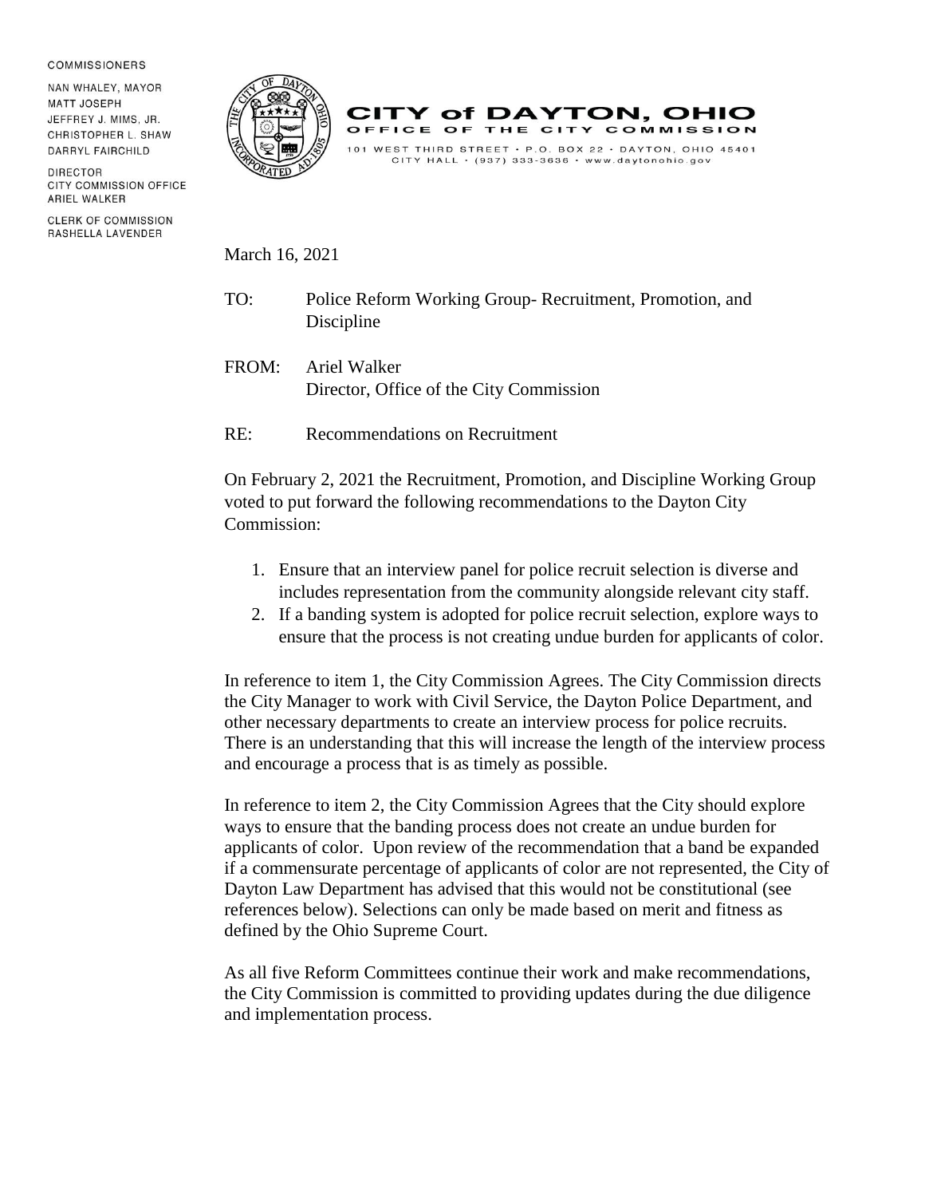COMMISSIONERS

NAN WHALEY, MAYOR
MATT JOSEPH
JEFFREY J. MIMS, JR.
CHRISTOPHER L. SHAW
DARRYL FAIRCHILD

DIRECTOR
CITY COMMISSION OFFICE
ARIEL WALKER

CLERK OF COMMISSION
RASHELLA LAVENDER

# CITY of DAYTON, OHIO

OFFICE OF THE CITY COMMISSION

101 WEST THIRD STREET • P.O. BOX 22 • DAYTON, OHIO 45401
CITY HALL • (937) 333-3636 • www.daytonohio.gov

March 16, 2021

TO: Police Reform Working Group- Recruitment, Promotion, and Discipline

FROM: Ariel Walker
Director, Office of the City Commission

RE: Recommendations on Recruitment

On February 2, 2021 the Recruitment, Promotion, and Discipline Working Group voted to put forward the following recommendations to the Dayton City Commission:

1. Ensure that an interview panel for police recruit selection is diverse and includes representation from the community alongside relevant city staff.
2. If a banding system is adopted for police recruit selection, explore ways to ensure that the process is not creating undue burden for applicants of color.

In reference to item 1, the City Commission Agrees. The City Commission directs the City Manager to work with Civil Service, the Dayton Police Department, and other necessary departments to create an interview process for police recruits. There is an understanding that this will increase the length of the interview process and encourage a process that is as timely as possible.

In reference to item 2, the City Commission Agrees that the City should explore ways to ensure that the banding process does not create an undue burden for applicants of color. Upon review of the recommendation that a band be expanded if a commensurate percentage of applicants of color are not represented, the City of Dayton Law Department has advised that this would not be constitutional (see references below). Selections can only be made based on merit and fitness as defined by the Ohio Supreme Court.

As all five Reform Committees continue their work and make recommendations, the City Commission is committed to providing updates during the due diligence and implementation process.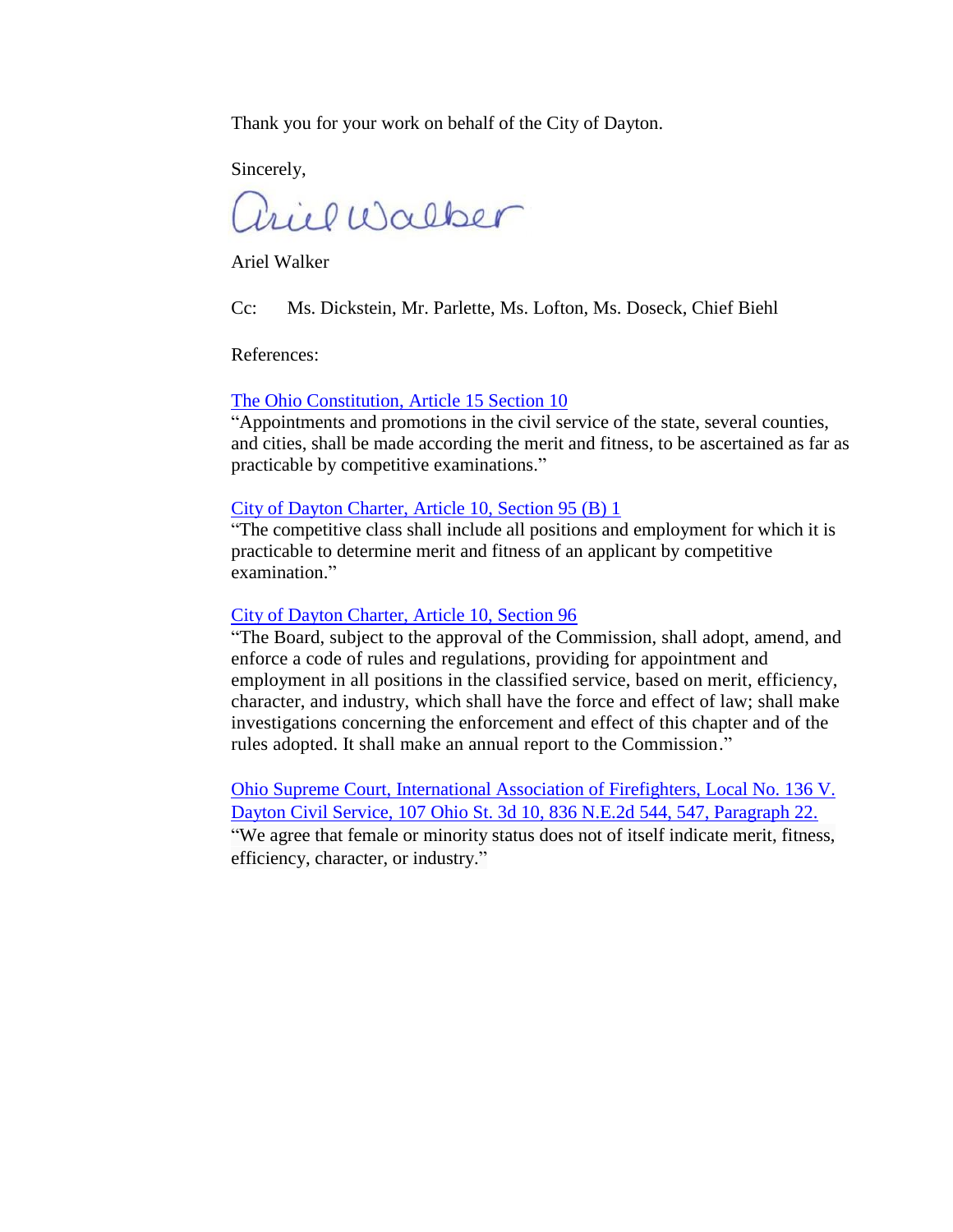Thank you for your work on behalf of the City of Dayton.

Sincerely,

Ariel Walker

Ariel Walker

Cc: Ms. Dickstein, Mr. Parlette, Ms. Lofton, Ms. Doseck, Chief Biehl

References:

The Ohio Constitution, Article 15 Section 10
"Appointments and promotions in the civil service of the state, several counties, and cities, shall be made according the merit and fitness, to be ascertained as far as practicable by competitive examinations."

City of Dayton Charter, Article 10, Section 95 (B) 1
"The competitive class shall include all positions and employment for which it is practicable to determine merit and fitness of an applicant by competitive examination."

City of Dayton Charter, Article 10, Section 96
"The Board, subject to the approval of the Commission, shall adopt, amend, and enforce a code of rules and regulations, providing for appointment and employment in all positions in the classified service, based on merit, efficiency, character, and industry, which shall have the force and effect of law; shall make investigations concerning the enforcement and effect of this chapter and of the rules adopted. It shall make an annual report to the Commission."

Ohio Supreme Court, International Association of Firefighters, Local No. 136 V. Dayton Civil Service, 107 Ohio St. 3d 10, 836 N.E.2d 544, 547, Paragraph 22.
"We agree that female or minority status does not of itself indicate merit, fitness, efficiency, character, or industry."